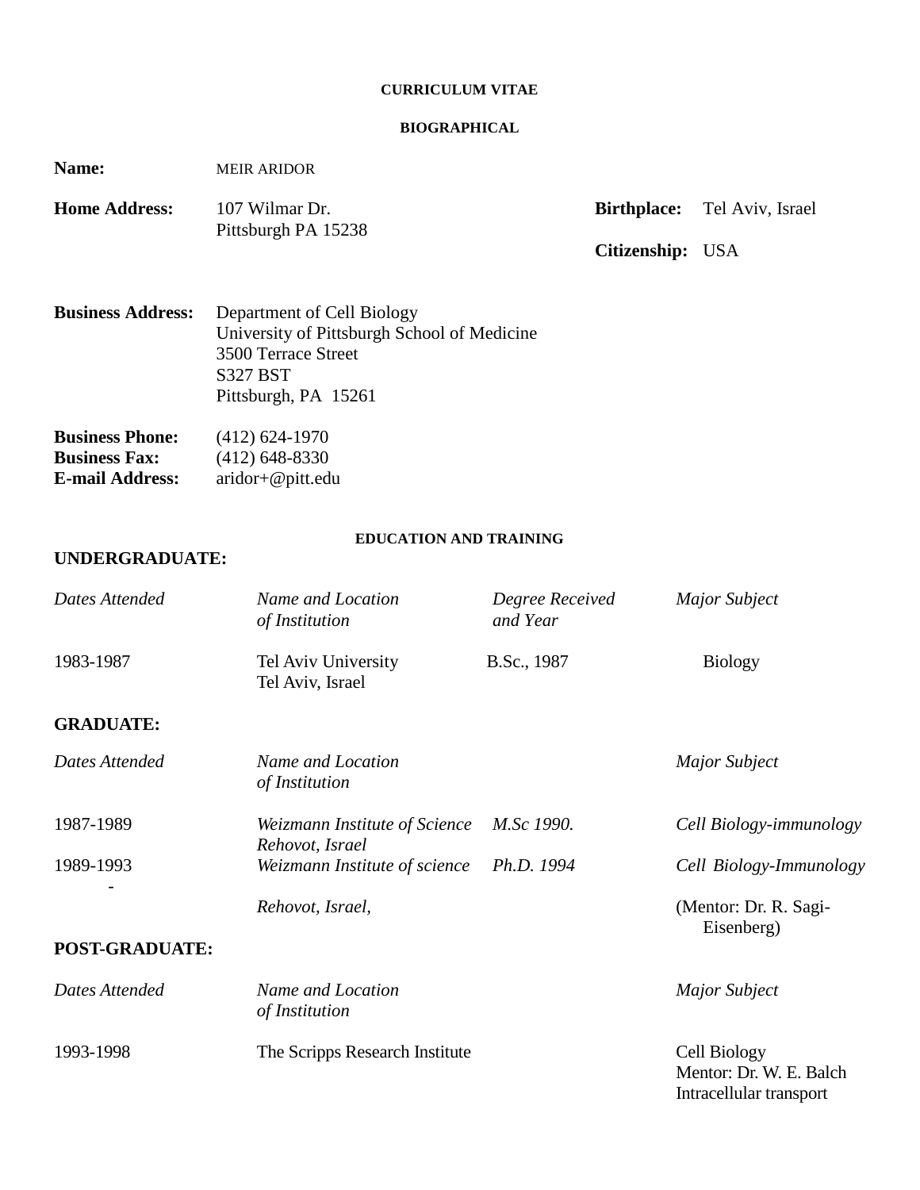# CURRICULUM VITAE

## BIOGRAPHICAL

**Name:** MEIR ARIDOR

**Home Address:** 107 Wilmar Dr.
Pittsburgh PA 15238

**Birthplace:** Tel Aviv, Israel

**Citizenship:** USA

**Business Address:** Department of Cell Biology
University of Pittsburgh School of Medicine
3500 Terrace Street
S327 BST
Pittsburgh, PA 15261

**Business Phone:** (412) 624-1970
**Business Fax:** (412) 648-8330
**E-mail Address:** aridor+@pitt.edu

## EDUCATION AND TRAINING

**UNDERGRADUATE:**

| *Dates Attended* | *Name and Location of Institution* | *Degree Received and Year* | *Major Subject* |
|---|---|---|---|
| 1983-1987 | Tel Aviv University<br>Tel Aviv, Israel | B.Sc., 1987 | Biology |

**GRADUATE:**

| *Dates Attended* | *Name and Location of Institution* | | *Major Subject* |
|---|---|---|---|
| 1987-1989 | *Weizmann Institute of Science*<br>*Rehovot, Israel* | *M.Sc 1990.* | *Cell Biology-immunology* |
| 1989-1993<br>- | *Weizmann Institute of science*<br>*Rehovot, Israel,* | *Ph.D. 1994* | *Cell Biology-Immunology*<br>(Mentor: Dr. R. Sagi-Eisenberg) |

**POST-GRADUATE:**

| *Dates Attended* | *Name and Location of Institution* | *Major Subject* |
|---|---|---|
| 1993-1998 | The Scripps Research Institute | Cell Biology<br>Mentor: Dr. W. E. Balch<br>Intracellular transport |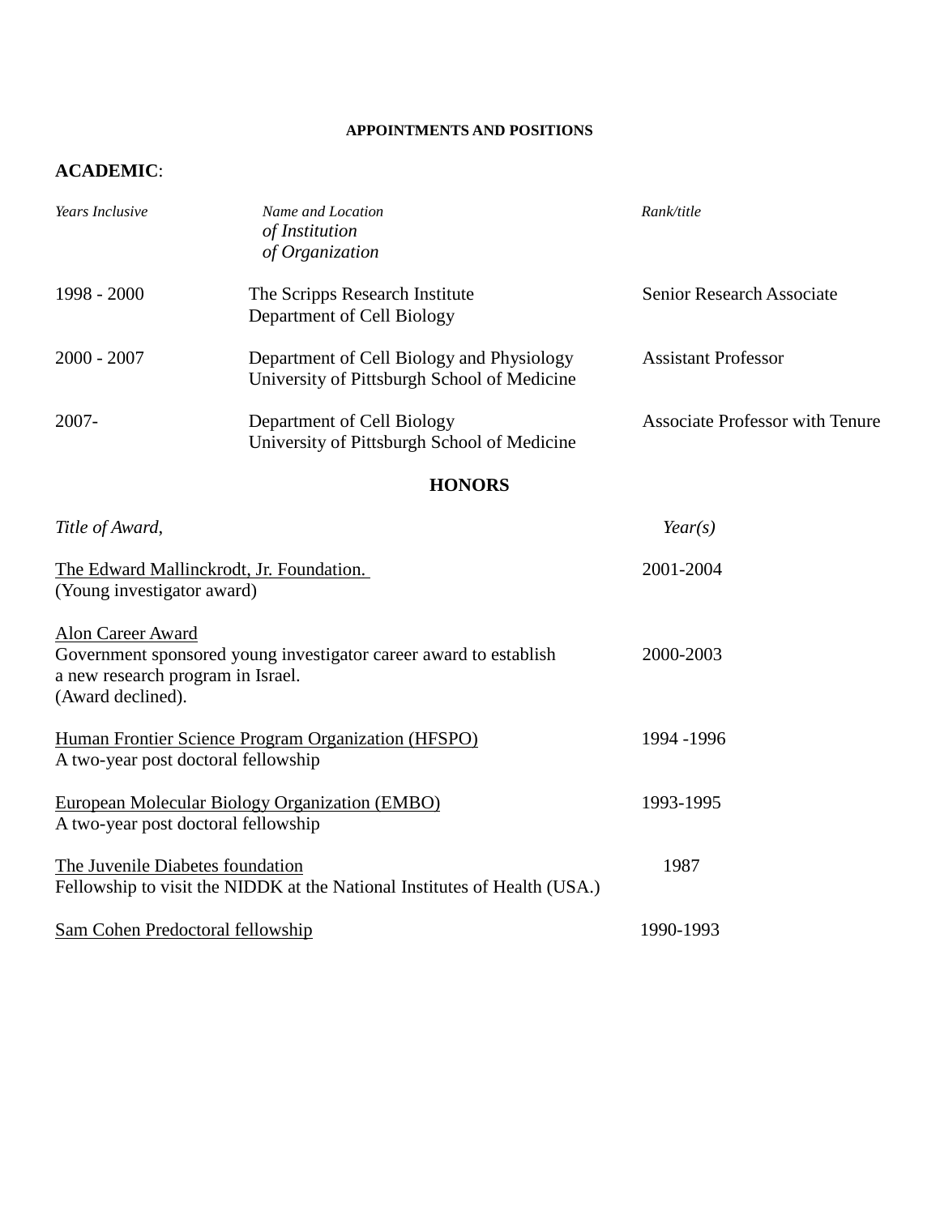#### APPOINTMENTS AND POSITIONS

**ACADEMIC**:

| *Years Inclusive* | *Name and Location of Institution of Organization* | *Rank/title* |
|---|---|---|
| 1998 - 2000 | The Scripps Research Institute<br>Department of Cell Biology | Senior Research Associate |
| 2000 - 2007 | Department of Cell Biology and Physiology<br>University of Pittsburgh School of Medicine | Assistant Professor |
| 2007- | Department of Cell Biology<br>University of Pittsburgh School of Medicine | Associate Professor with Tenure |

## HONORS

| *Title of Award,* | *Year(s)* |
|---|---|
| The Edward Mallinckrodt, Jr. Foundation.<br>(Young investigator award) | 2001-2004 |
| Alon Career Award<br>Government sponsored young investigator career award to establish a new research program in Israel.<br>(Award declined). | 2000-2003 |
| Human Frontier Science Program Organization (HFSPO)<br>A two-year post doctoral fellowship | 1994 -1996 |
| European Molecular Biology Organization (EMBO)<br>A two-year post doctoral fellowship | 1993-1995 |
| The Juvenile Diabetes foundation<br>Fellowship to visit the NIDDK at the National Institutes of Health (USA.) | 1987 |
| Sam Cohen Predoctoral fellowship | 1990-1993 |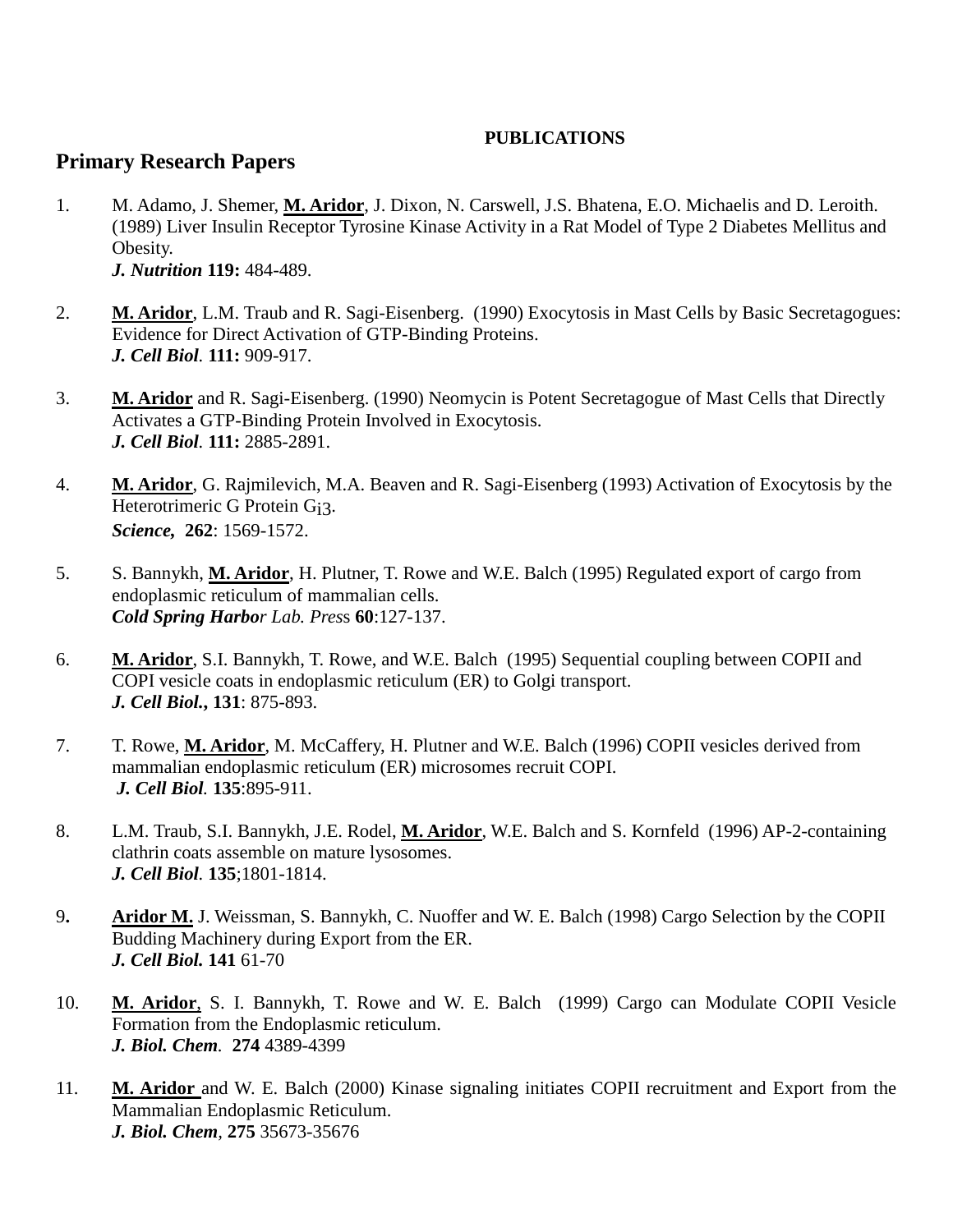**PUBLICATIONS**

## Primary Research Papers

1. M. Adamo, J. Shemer, **M. Aridor**, J. Dixon, N. Carswell, J.S. Bhatena, E.O. Michaelis and D. Leroith. (1989) Liver Insulin Receptor Tyrosine Kinase Activity in a Rat Model of Type 2 Diabetes Mellitus and Obesity.
   ***J. Nutrition* 119:** 484-489.

2. **M. Aridor**, L.M. Traub and R. Sagi-Eisenberg. (1990) Exocytosis in Mast Cells by Basic Secretagogues: Evidence for Direct Activation of GTP-Binding Proteins.
   ***J. Cell Biol*. 111:** 909-917.

3. **M. Aridor** and R. Sagi-Eisenberg. (1990) Neomycin is Potent Secretagogue of Mast Cells that Directly Activates a GTP-Binding Protein Involved in Exocytosis.
   ***J. Cell Biol*. 111:** 2885-2891.

4. **M. Aridor**, G. Rajmilevich, M.A. Beaven and R. Sagi-Eisenberg (1993) Activation of Exocytosis by the Heterotrimeric G Protein $G_{i3}$.
   ***Science*, 262**: 1569-1572.

5. S. Bannykh, **M. Aridor**, H. Plutner, T. Rowe and W.E. Balch (1995) Regulated export of cargo from endoplasmic reticulum of mammalian cells.
   ***Cold Spring Harbo****r Lab. Pres*s **60**:127-137.

6. **M. Aridor**, S.I. Bannykh, T. Rowe, and W.E. Balch (1995) Sequential coupling between COPII and COPI vesicle coats in endoplasmic reticulum (ER) to Golgi transport.
   ***J. Cell Biol.*, 131**: 875-893.

7. T. Rowe, **M. Aridor**, M. McCaffery, H. Plutner and W.E. Balch (1996) COPII vesicles derived from mammalian endoplasmic reticulum (ER) microsomes recruit COPI.
   ***J. Cell Biol*. 135**:895-911.

8. L.M. Traub, S.I. Bannykh, J.E. Rodel, **M. Aridor**, W.E. Balch and S. Kornfeld (1996) AP-2-containing clathrin coats assemble on mature lysosomes.
   ***J. Cell Biol*. 135**;1801-1814.

9. **Aridor M.** J. Weissman, S. Bannykh, C. Nuoffer and W. E. Balch (1998) Cargo Selection by the COPII Budding Machinery during Export from the ER.
   ***J. Cell Biol.* 141** 61-70

10. **M. Aridor**, S. I. Bannykh, T. Rowe and W. E. Balch (1999) Cargo can Modulate COPII Vesicle Formation from the Endoplasmic reticulum.
    ***J. Biol. Chem*. 274** 4389-4399

11. **M. Aridor** and W. E. Balch (2000) Kinase signaling initiates COPII recruitment and Export from the Mammalian Endoplasmic Reticulum.
    ***J. Biol. Chem*, 275** 35673-35676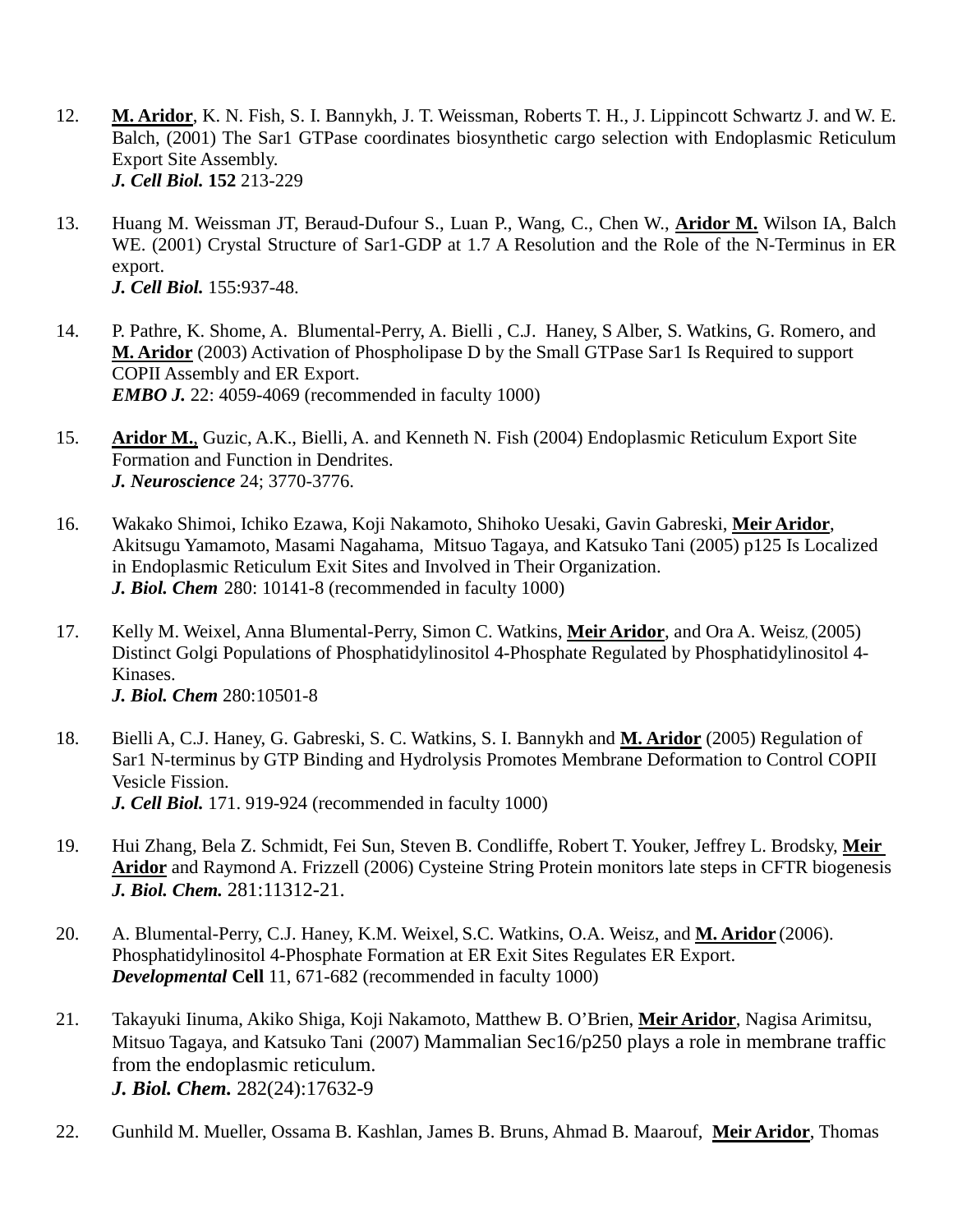12. **M. Aridor**, K. N. Fish, S. I. Bannykh, J. T. Weissman, Roberts T. H., J. Lippincott Schwartz J. and W. E. Balch, (2001) The Sar1 GTPase coordinates biosynthetic cargo selection with Endoplasmic Reticulum Export Site Assembly.
    ***J. Cell Biol.* 152** 213-229

13. Huang M. Weissman JT, Beraud-Dufour S., Luan P., Wang, C., Chen W., **Aridor M.** Wilson IA, Balch WE. (2001) Crystal Structure of Sar1-GDP at 1.7 A Resolution and the Role of the N-Terminus in ER export.
    ***J. Cell Biol.*** 155:937-48.

14. P. Pathre, K. Shome, A. Blumental-Perry, A. Bielli , C.J. Haney, S Alber, S. Watkins, G. Romero, and **M. Aridor** (2003) Activation of Phospholipase D by the Small GTPase Sar1 Is Required to support COPII Assembly and ER Export.
    ***EMBO J.*** 22: 4059-4069 (recommended in faculty 1000)

15. **Aridor M.**, Guzic, A.K., Bielli, A. and Kenneth N. Fish (2004) Endoplasmic Reticulum Export Site Formation and Function in Dendrites.
    ***J. Neuroscience*** 24; 3770-3776.

16. Wakako Shimoi, Ichiko Ezawa, Koji Nakamoto, Shihoko Uesaki, Gavin Gabreski, **Meir Aridor**, Akitsugu Yamamoto, Masami Nagahama, Mitsuo Tagaya, and Katsuko Tani (2005) p125 Is Localized in Endoplasmic Reticulum Exit Sites and Involved in Their Organization.
    ***J. Biol. Chem*** 280: 10141-8 (recommended in faculty 1000)

17. Kelly M. Weixel, Anna Blumental-Perry, Simon C. Watkins, **Meir Aridor**, and Ora A. Weisz, (2005) Distinct Golgi Populations of Phosphatidylinositol 4-Phosphate Regulated by Phosphatidylinositol 4-Kinases.
    ***J. Biol. Chem*** 280:10501-8

18. Bielli A, C.J. Haney, G. Gabreski, S. C. Watkins, S. I. Bannykh and **M. Aridor** (2005) Regulation of Sar1 N-terminus by GTP Binding and Hydrolysis Promotes Membrane Deformation to Control COPII Vesicle Fission.
    ***J. Cell Biol.*** 171. 919-924 (recommended in faculty 1000)

19. Hui Zhang, Bela Z. Schmidt, Fei Sun, Steven B. Condliffe, Robert T. Youker, Jeffrey L. Brodsky, **Meir Aridor** and Raymond A. Frizzell (2006) Cysteine String Protein monitors late steps in CFTR biogenesis
    ***J. Biol. Chem.*** 281:11312-21.

20. A. Blumental-Perry, C.J. Haney, K.M. Weixel, S.C. Watkins, O.A. Weisz, and **M. Aridor** (2006). Phosphatidylinositol 4-Phosphate Formation at ER Exit Sites Regulates ER Export.
    ***Developmental* Cell** 11, 671-682 (recommended in faculty 1000)

21. Takayuki Iinuma, Akiko Shiga, Koji Nakamoto, Matthew B. O'Brien, **Meir Aridor**, Nagisa Arimitsu, Mitsuo Tagaya, and Katsuko Tani (2007) Mammalian Sec16/p250 plays a role in membrane traffic from the endoplasmic reticulum.
    ***J. Biol. Chem.*** 282(24):17632-9

22. Gunhild M. Mueller, Ossama B. Kashlan, James B. Bruns, Ahmad B. Maarouf, **Meir Aridor**, Thomas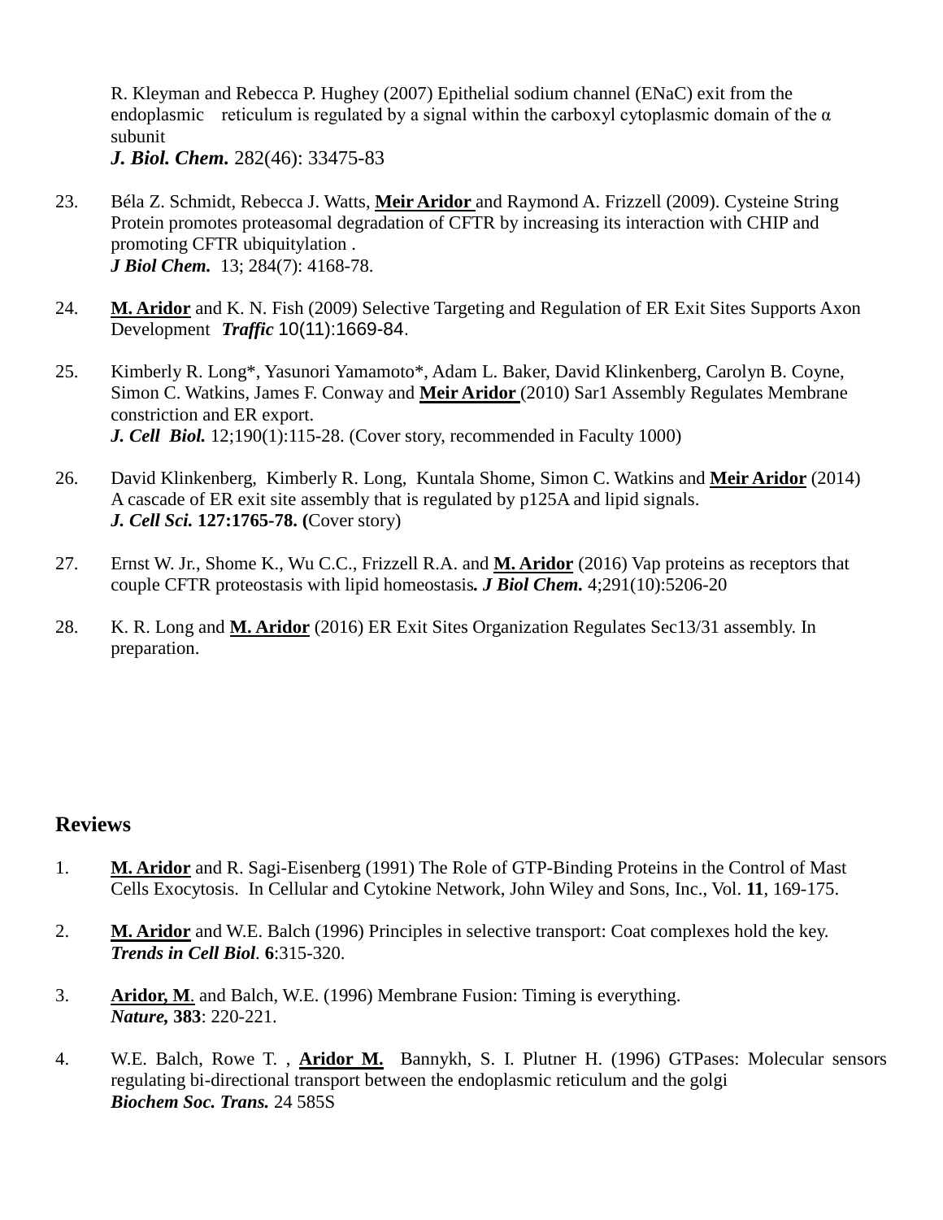R. Kleyman and Rebecca P. Hughey (2007) Epithelial sodium channel (ENaC) exit from the endoplasmic reticulum is regulated by a signal within the carboxyl cytoplasmic domain of the α subunit
***J. Biol. Chem.*** 282(46): 33475-83

23. Béla Z. Schmidt, Rebecca J. Watts, **Meir Aridor** and Raymond A. Frizzell (2009). Cysteine String Protein promotes proteasomal degradation of CFTR by increasing its interaction with CHIP and promoting CFTR ubiquitylation .
***J Biol Chem.*** 13; 284(7): 4168-78.

24. **M. Aridor** and K. N. Fish (2009) Selective Targeting and Regulation of ER Exit Sites Supports Axon Development ***Traffic*** 10(11):1669-84.

25. Kimberly R. Long*, Yasunori Yamamoto*, Adam L. Baker, David Klinkenberg, Carolyn B. Coyne, Simon C. Watkins, James F. Conway and **Meir Aridor** (2010) Sar1 Assembly Regulates Membrane constriction and ER export.
***J. Cell Biol.*** 12;190(1):115-28. (Cover story, recommended in Faculty 1000)

26. David Klinkenberg, Kimberly R. Long, Kuntala Shome, Simon C. Watkins and **Meir Aridor** (2014) A cascade of ER exit site assembly that is regulated by p125A and lipid signals.
***J. Cell Sci.*** **127:1765-78. (**Cover story)

27. Ernst W. Jr., Shome K., Wu C.C., Frizzell R.A. and **M. Aridor** (2016) Vap proteins as receptors that couple CFTR proteostasis with lipid homeostasis***. J Biol Chem.*** 4;291(10):5206-20

28. K. R. Long and **M. Aridor** (2016) ER Exit Sites Organization Regulates Sec13/31 assembly. In preparation.

## Reviews

1. **M. Aridor** and R. Sagi-Eisenberg (1991) The Role of GTP-Binding Proteins in the Control of Mast Cells Exocytosis. In Cellular and Cytokine Network, John Wiley and Sons, Inc., Vol. **11**, 169-175.

2. **M. Aridor** and W.E. Balch (1996) Principles in selective transport: Coat complexes hold the key.
***Trends in Cell Biol***. **6**:315-320.

3. **Aridor, M**. and Balch, W.E. (1996) Membrane Fusion: Timing is everything.
***Nature,*** **383**: 220-221.

4. W.E. Balch, Rowe T. , **Aridor M.** Bannykh, S. I. Plutner H. (1996) GTPases: Molecular sensors regulating bi-directional transport between the endoplasmic reticulum and the golgi
***Biochem Soc. Trans.*** 24 585S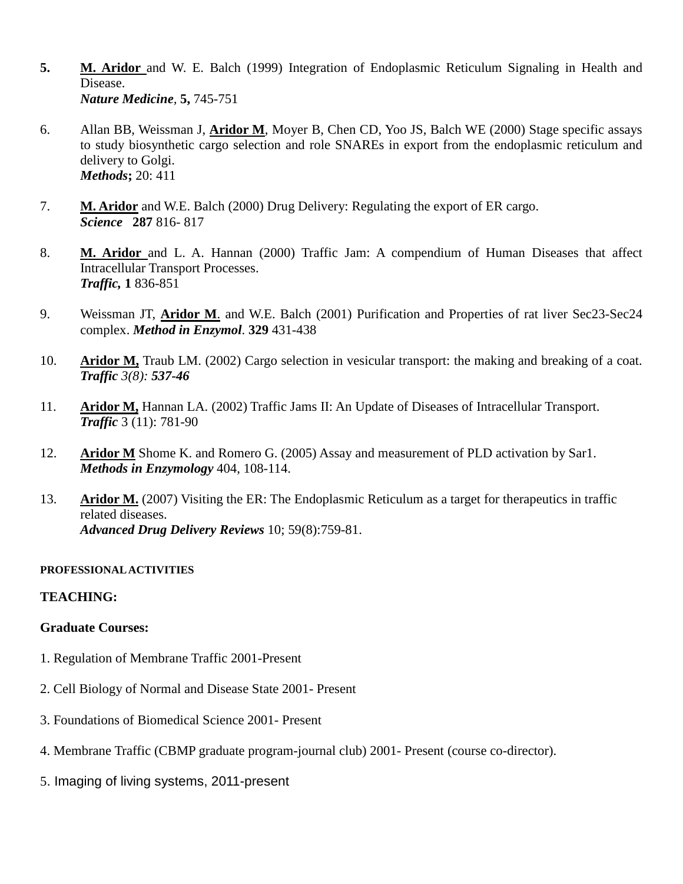**5.** **M. Aridor** and W. E. Balch (1999) Integration of Endoplasmic Reticulum Signaling in Health and Disease.
***Nature Medicine*, 5,** 745-751

6. Allan BB, Weissman J, **Aridor M**, Moyer B, Chen CD, Yoo JS, Balch WE (2000) Stage specific assays to study biosynthetic cargo selection and role SNAREs in export from the endoplasmic reticulum and delivery to Golgi.
***Methods*;** 20: 411

7. **M. Aridor** and W.E. Balch (2000) Drug Delivery: Regulating the export of ER cargo.
***Science*** **287** 816- 817

8. **M. Aridor** and L. A. Hannan (2000) Traffic Jam: A compendium of Human Diseases that affect Intracellular Transport Processes.
***Traffic*, 1** 836-851

9. Weissman JT, **Aridor M**. and W.E. Balch (2001) Purification and Properties of rat liver Sec23-Sec24 complex. ***Method in Enzymol*.** **329** 431-438

10. **Aridor M,** Traub LM. (2002) Cargo selection in vesicular transport: the making and breaking of a coat. ***Traffic*** *3(8):* ***537-46***

11. **Aridor M,** Hannan LA. (2002) Traffic Jams II: An Update of Diseases of Intracellular Transport.
***Traffic*** 3 (11): 781-90

12. **Aridor M** Shome K. and Romero G. (2005) Assay and measurement of PLD activation by Sar1.
***Methods in Enzymology*** 404, 108-114.

13. **Aridor M.** (2007) Visiting the ER: The Endoplasmic Reticulum as a target for therapeutics in traffic related diseases.
***Advanced Drug Delivery Reviews*** 10; 59(8):759-81.

#### PROFESSIONAL ACTIVITIES

### TEACHING:

**Graduate Courses:**

1. Regulation of Membrane Traffic 2001-Present

2. Cell Biology of Normal and Disease State 2001- Present

3. Foundations of Biomedical Science 2001- Present

4. Membrane Traffic (CBMP graduate program-journal club) 2001- Present (course co-director).

5. Imaging of living systems, 2011-present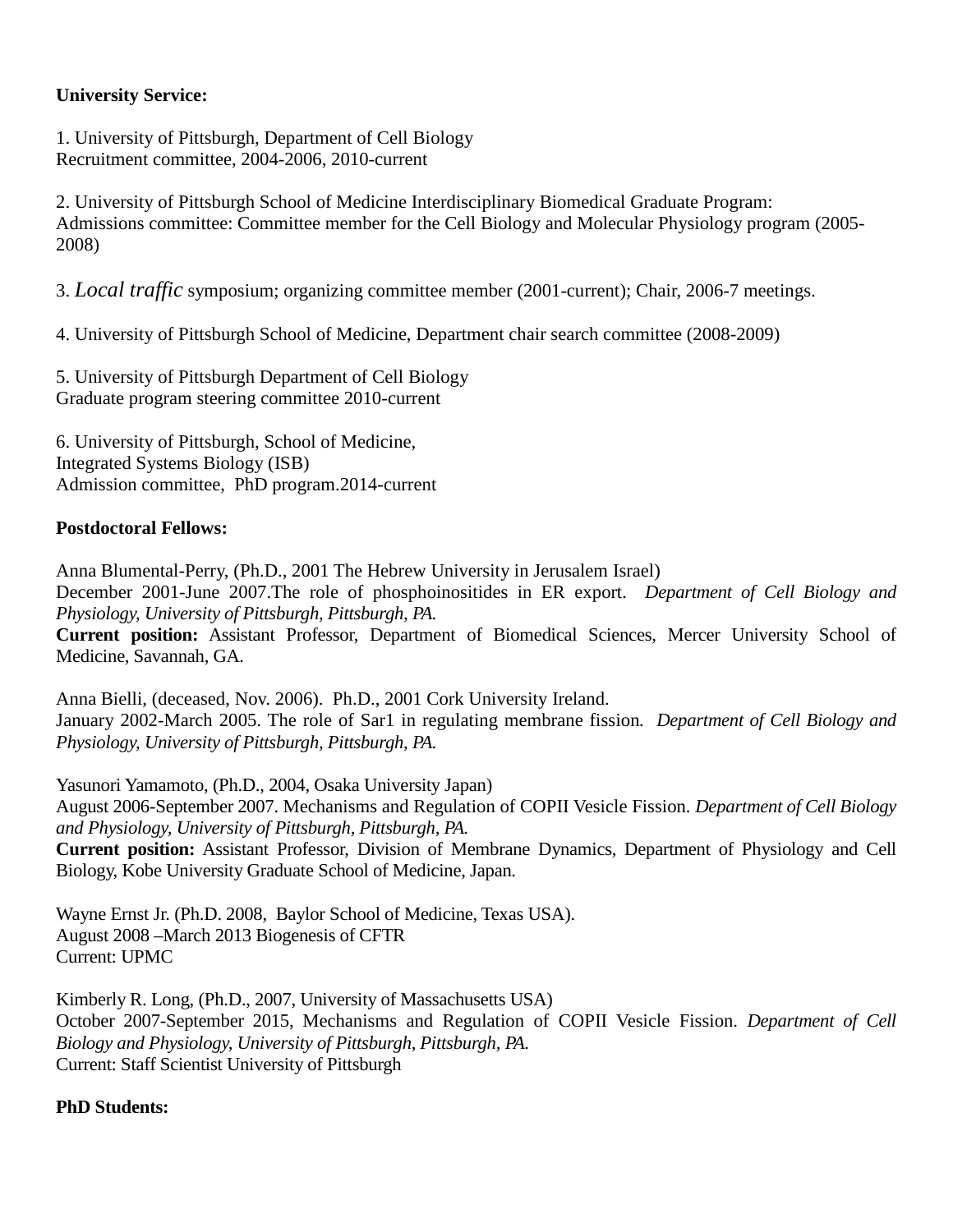**University Service:**

1. University of Pittsburgh, Department of Cell Biology
Recruitment committee, 2004-2006, 2010-current

2. University of Pittsburgh School of Medicine Interdisciplinary Biomedical Graduate Program:
Admissions committee: Committee member for the Cell Biology and Molecular Physiology program (2005-2008)

3. *Local traffic* symposium; organizing committee member (2001-current); Chair, 2006-7 meetings.

4. University of Pittsburgh School of Medicine, Department chair search committee (2008-2009)

5. University of Pittsburgh Department of Cell Biology
Graduate program steering committee 2010-current

6. University of Pittsburgh, School of Medicine,
Integrated Systems Biology (ISB)
Admission committee, PhD program.2014-current

**Postdoctoral Fellows:**

Anna Blumental-Perry, (Ph.D., 2001 The Hebrew University in Jerusalem Israel)
December 2001-June 2007.The role of phosphoinositides in ER export. *Department of Cell Biology and Physiology, University of Pittsburgh, Pittsburgh, PA.*
**Current position:** Assistant Professor, Department of Biomedical Sciences, Mercer University School of Medicine, Savannah, GA.

Anna Bielli, (deceased, Nov. 2006). Ph.D., 2001 Cork University Ireland.
January 2002-March 2005. The role of Sar1 in regulating membrane fission. *Department of Cell Biology and Physiology, University of Pittsburgh, Pittsburgh, PA.*

Yasunori Yamamoto, (Ph.D., 2004, Osaka University Japan)
August 2006-September 2007. Mechanisms and Regulation of COPII Vesicle Fission. *Department of Cell Biology and Physiology, University of Pittsburgh, Pittsburgh, PA.*
**Current position:** Assistant Professor, Division of Membrane Dynamics, Department of Physiology and Cell Biology, Kobe University Graduate School of Medicine, Japan.

Wayne Ernst Jr. (Ph.D. 2008, Baylor School of Medicine, Texas USA).
August 2008 –March 2013 Biogenesis of CFTR
Current: UPMC

Kimberly R. Long, (Ph.D., 2007, University of Massachusetts USA)
October 2007-September 2015, Mechanisms and Regulation of COPII Vesicle Fission. *Department of Cell Biology and Physiology, University of Pittsburgh, Pittsburgh, PA.*
Current: Staff Scientist University of Pittsburgh

**PhD Students:**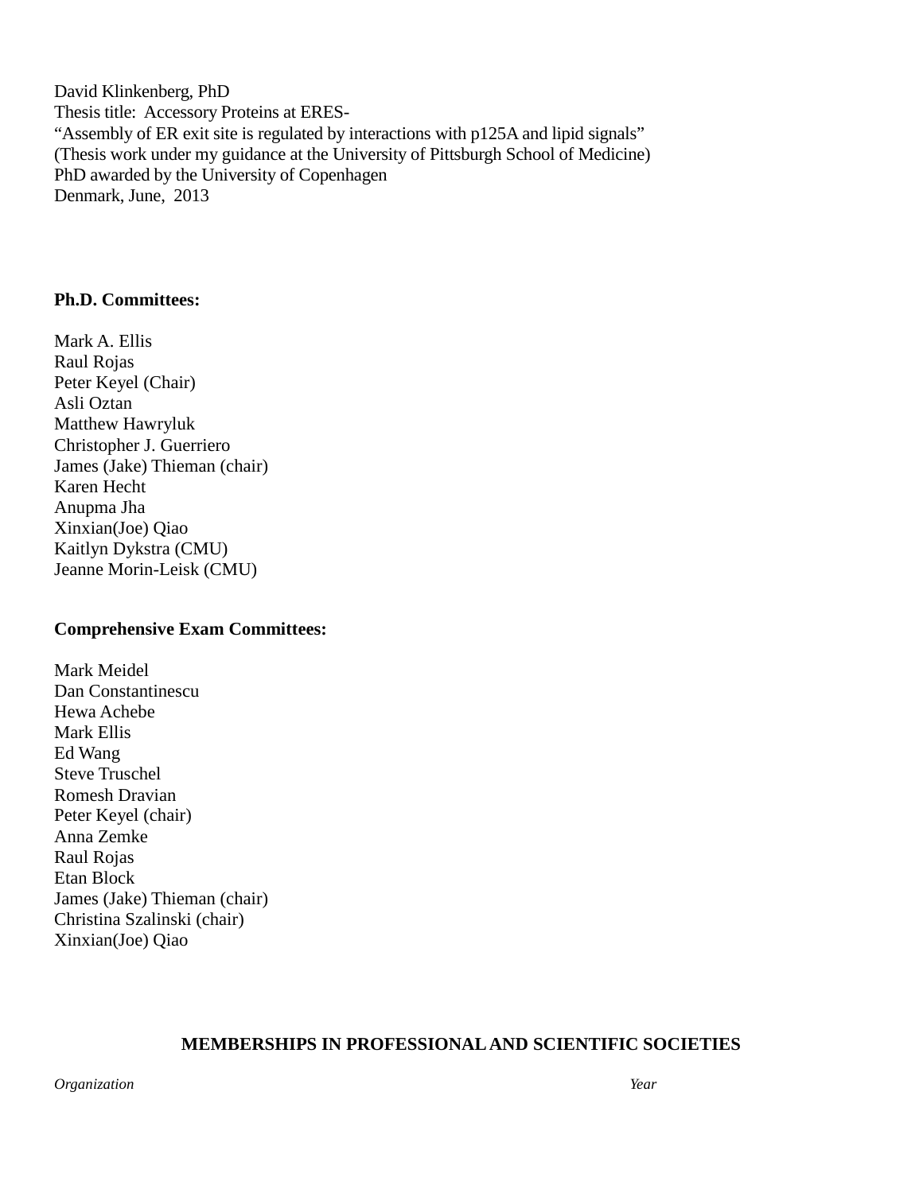David Klinkenberg, PhD
Thesis title:  Accessory Proteins at ERES-
“Assembly of ER exit site is regulated by interactions with p125A and lipid signals”
(Thesis work under my guidance at the University of Pittsburgh School of Medicine)
PhD awarded by the University of Copenhagen
Denmark, June,  2013

**Ph.D. Committees:**

Mark A. Ellis
Raul Rojas
Peter Keyel (Chair)
Asli Oztan
Matthew Hawryluk
Christopher J. Guerriero
James (Jake) Thieman (chair)
Karen Hecht
Anupma Jha
Xinxian(Joe) Qiao
Kaitlyn Dykstra (CMU)
Jeanne Morin-Leisk (CMU)

**Comprehensive Exam Committees:**

Mark Meidel
Dan Constantinescu
Hewa Achebe
Mark Ellis
Ed Wang
Steve Truschel
Romesh Dravian
Peter Keyel (chair)
Anna Zemke
Raul Rojas
Etan Block
James (Jake) Thieman (chair)
Christina Szalinski (chair)
Xinxian(Joe) Qiao

## MEMBERSHIPS IN PROFESSIONAL AND SCIENTIFIC SOCIETIES

| *Organization* | *Year* |
| --- | --- |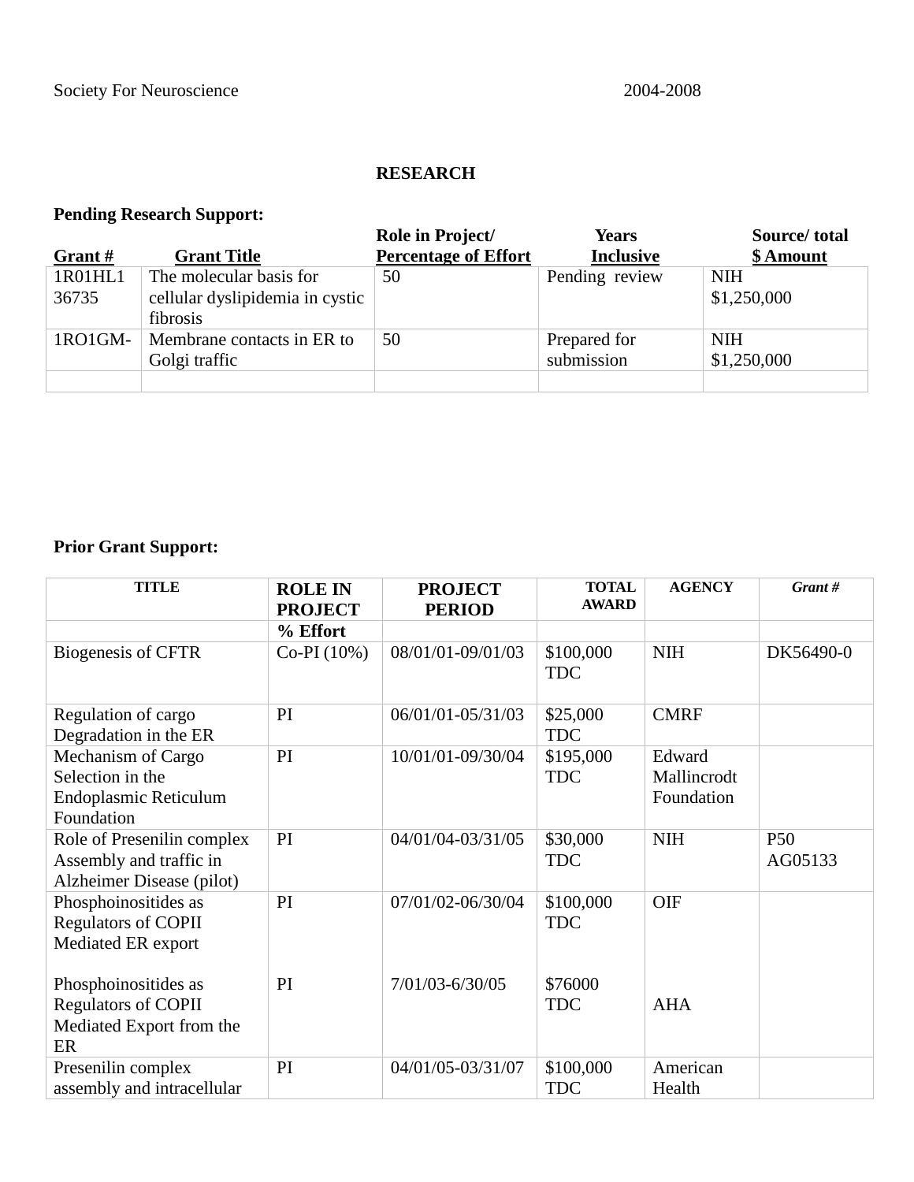Society For Neuroscience 2004-2008

## RESEARCH

**Pending Research Support:**

| Grant # | Grant Title | Role in Project/ Percentage of Effort | Years Inclusive | Source/ total $ Amount |
|---|---|---|---|---|
| 1R01HL1 36735 | The molecular basis for cellular dyslipidemia in cystic fibrosis | 50 | Pending review | NIH $1,250,000 |
| 1RO1GM- | Membrane contacts in ER to Golgi traffic | 50 | Prepared for submission | NIH $1,250,000 |
| | | | | |

**Prior Grant Support:**

| TITLE | ROLE IN PROJECT | PROJECT PERIOD | TOTAL AWARD | AGENCY | *Grant #* |
|---|---|---|---|---|---|
| | **% Effort** | | | | |
| Biogenesis of CFTR | Co-PI (10%) | 08/01/01-09/01/03 | $100,000 TDC | NIH | DK56490-0 |
| Regulation of cargo Degradation in the ER | PI | 06/01/01-05/31/03 | $25,000 TDC | CMRF | |
| Mechanism of Cargo Selection in the Endoplasmic Reticulum Foundation | PI | 10/01/01-09/30/04 | $195,000 TDC | Edward Mallincrodt Foundation | |
| Role of Presenilin complex Assembly and traffic in Alzheimer Disease (pilot) | PI | 04/01/04-03/31/05 | $30,000 TDC | NIH | P50 AG05133 |
| Phosphoinositides as Regulators of COPII Mediated ER export | PI | 07/01/02-06/30/04 | $100,000 TDC | OIF | |
| Phosphoinositides as Regulators of COPII Mediated Export from the ER | PI | 7/01/03-6/30/05 | $76000 TDC | AHA | |
| Presenilin complex assembly and intracellular | PI | 04/01/05-03/31/07 | $100,000 TDC | American Health | |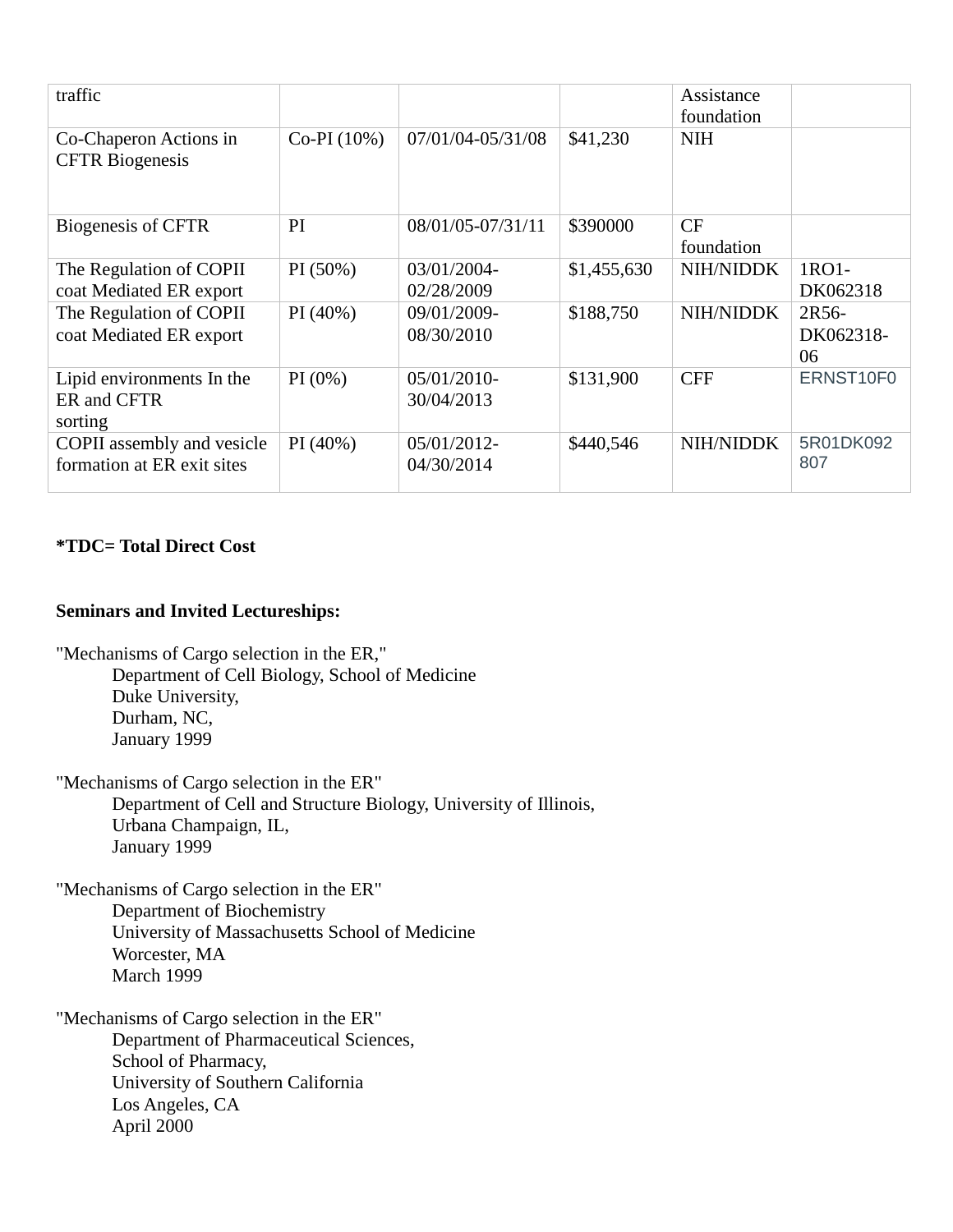| traffic | | | | Assistance foundation | |
|---|---|---|---|---|---|
| Co-Chaperon Actions in CFTR Biogenesis | Co-PI (10%) | 07/01/04-05/31/08 | $41,230 | NIH | |
| Biogenesis of CFTR | PI | 08/01/05-07/31/11 | $390000 | CF foundation | |
| The Regulation of COPII coat Mediated ER export | PI (50%) | 03/01/2004-02/28/2009 | $1,455,630 | NIH/NIDDK | 1RO1-DK062318 |
| The Regulation of COPII coat Mediated ER export | PI (40%) | 09/01/2009-08/30/2010 | $188,750 | NIH/NIDDK | 2R56-DK062318-06 |
| Lipid environments In the ER and CFTR sorting | PI (0%) | 05/01/2010-30/04/2013 | $131,900 | CFF | ERNST10F0 |
| COPII assembly and vesicle formation at ER exit sites | PI (40%) | 05/01/2012-04/30/2014 | $440,546 | NIH/NIDDK | 5R01DK092807 |

**\*TDC= Total Direct Cost**

**Seminars and Invited Lectureships:**

"Mechanisms of Cargo selection in the ER,"
Department of Cell Biology, School of Medicine
Duke University,
Durham, NC,
January 1999

"Mechanisms of Cargo selection in the ER"
Department of Cell and Structure Biology, University of Illinois,
Urbana Champaign, IL,
January 1999

"Mechanisms of Cargo selection in the ER"
Department of Biochemistry
University of Massachusetts School of Medicine
Worcester, MA
March 1999

"Mechanisms of Cargo selection in the ER"
Department of Pharmaceutical Sciences,
School of Pharmacy,
University of Southern California
Los Angeles, CA
April 2000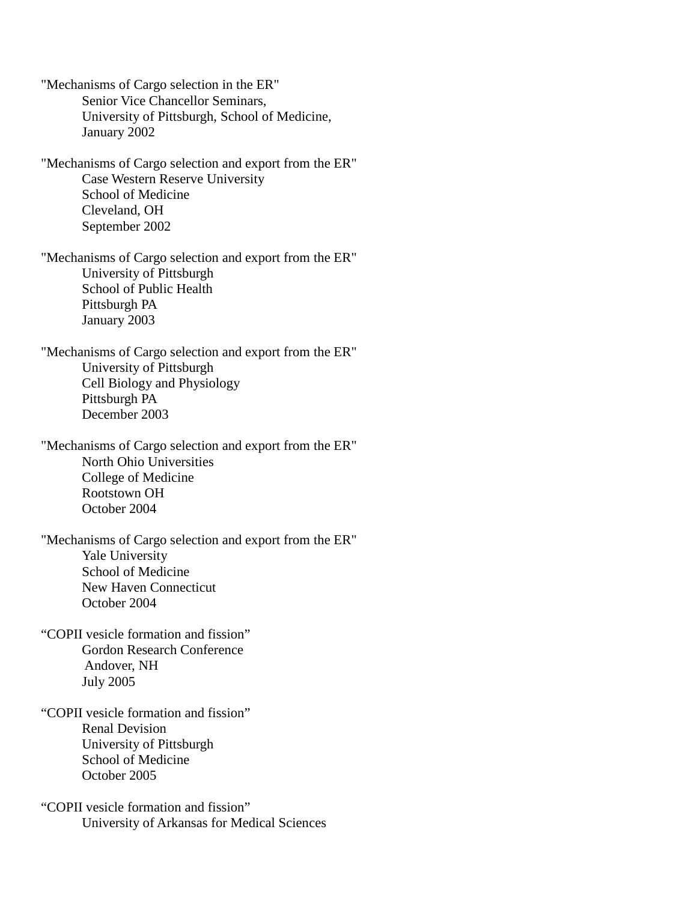"Mechanisms of Cargo selection in the ER"
  Senior Vice Chancellor Seminars,
  University of Pittsburgh, School of Medicine,
  January 2002

"Mechanisms of Cargo selection and export from the ER"
  Case Western Reserve University
  School of Medicine
  Cleveland, OH
  September 2002

"Mechanisms of Cargo selection and export from the ER"
  University of Pittsburgh
  School of Public Health
  Pittsburgh PA
  January 2003

"Mechanisms of Cargo selection and export from the ER"
  University of Pittsburgh
  Cell Biology and Physiology
  Pittsburgh PA
  December 2003

"Mechanisms of Cargo selection and export from the ER"
  North Ohio Universities
  College of Medicine
  Rootstown OH
  October 2004

"Mechanisms of Cargo selection and export from the ER"
  Yale University
  School of Medicine
  New Haven Connecticut
  October 2004

"COPII vesicle formation and fission"
  Gordon Research Conference
  Andover, NH
  July 2005

"COPII vesicle formation and fission"
  Renal Devision
  University of Pittsburgh
  School of Medicine
  October 2005

"COPII vesicle formation and fission"
  University of Arkansas for Medical Sciences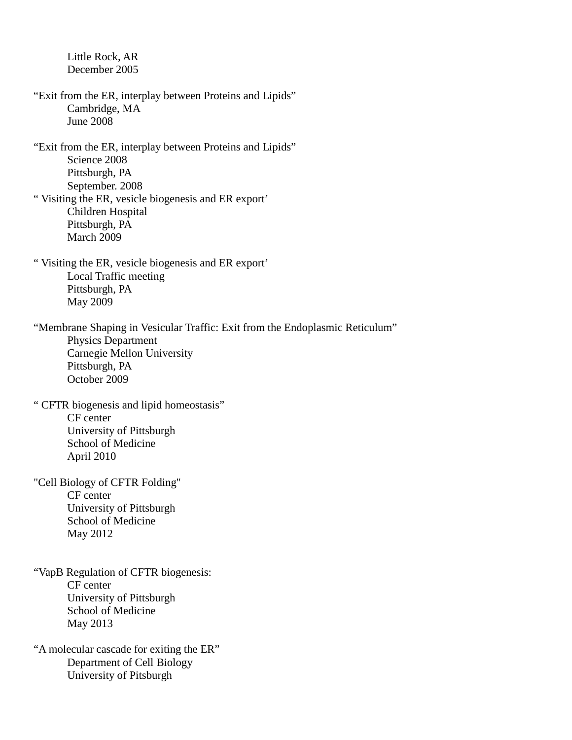Little Rock, AR  
December 2005

“Exit from the ER, interplay between Proteins and Lipids”  
Cambridge, MA  
June 2008

“Exit from the ER, interplay between Proteins and Lipids”  
Science 2008  
Pittsburgh, PA  
September. 2008

“ Visiting the ER, vesicle biogenesis and ER export’  
Children Hospital  
Pittsburgh, PA  
March 2009

“ Visiting the ER, vesicle biogenesis and ER export’  
Local Traffic meeting  
Pittsburgh, PA  
May 2009

“Membrane Shaping in Vesicular Traffic: Exit from the Endoplasmic Reticulum”  
Physics Department  
Carnegie Mellon University  
Pittsburgh, PA  
October 2009

“ CFTR biogenesis and lipid homeostasis”  
CF center  
University of Pittsburgh  
School of Medicine  
April 2010

"Cell Biology of CFTR Folding"  
CF center  
University of Pittsburgh  
School of Medicine  
May 2012

“VapB Regulation of CFTR biogenesis:  
CF center  
University of Pittsburgh  
School of Medicine  
May 2013

“A molecular cascade for exiting the ER”  
Department of Cell Biology  
University of Pitsburgh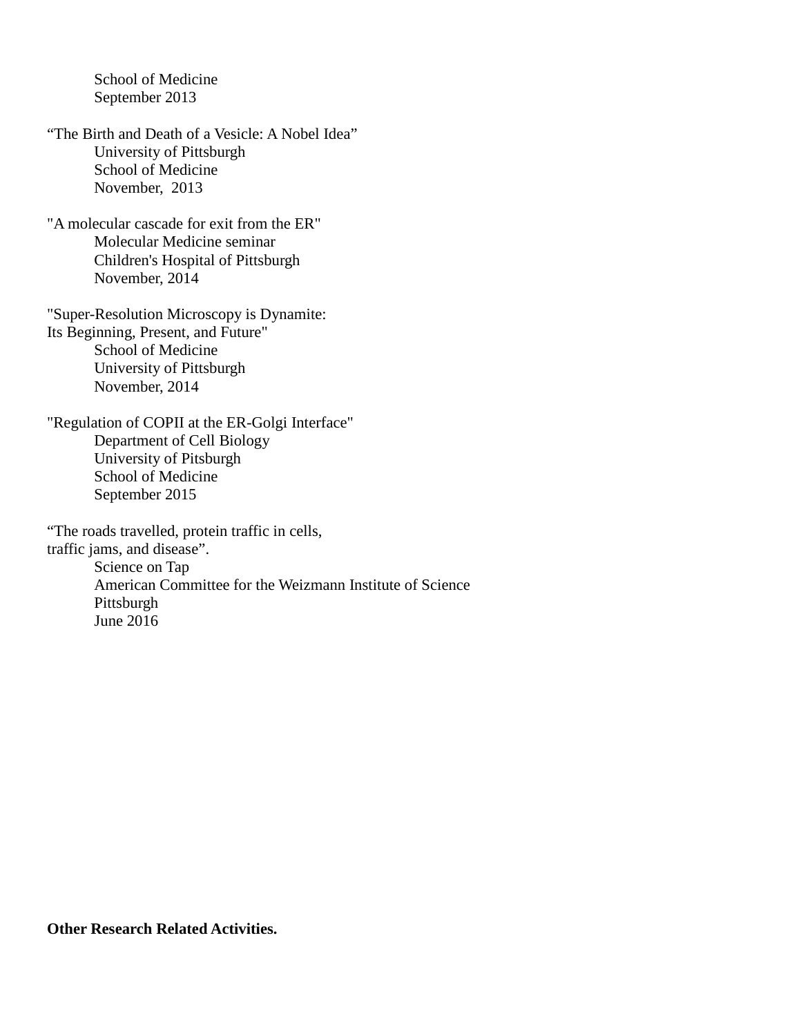School of Medicine
September 2013

“The Birth and Death of a Vesicle: A Nobel Idea”
University of Pittsburgh
School of Medicine
November, 2013

"A molecular cascade for exit from the ER"
Molecular Medicine seminar
Children's Hospital of Pittsburgh
November, 2014

"Super-Resolution Microscopy is Dynamite:
Its Beginning, Present, and Future"
School of Medicine
University of Pittsburgh
November, 2014

"Regulation of COPII at the ER-Golgi Interface"
Department of Cell Biology
University of Pitsburgh
School of Medicine
September 2015

“The roads travelled, protein traffic in cells,
traffic jams, and disease”.
Science on Tap
American Committee for the Weizmann Institute of Science
Pittsburgh
June 2016

**Other Research Related Activities.**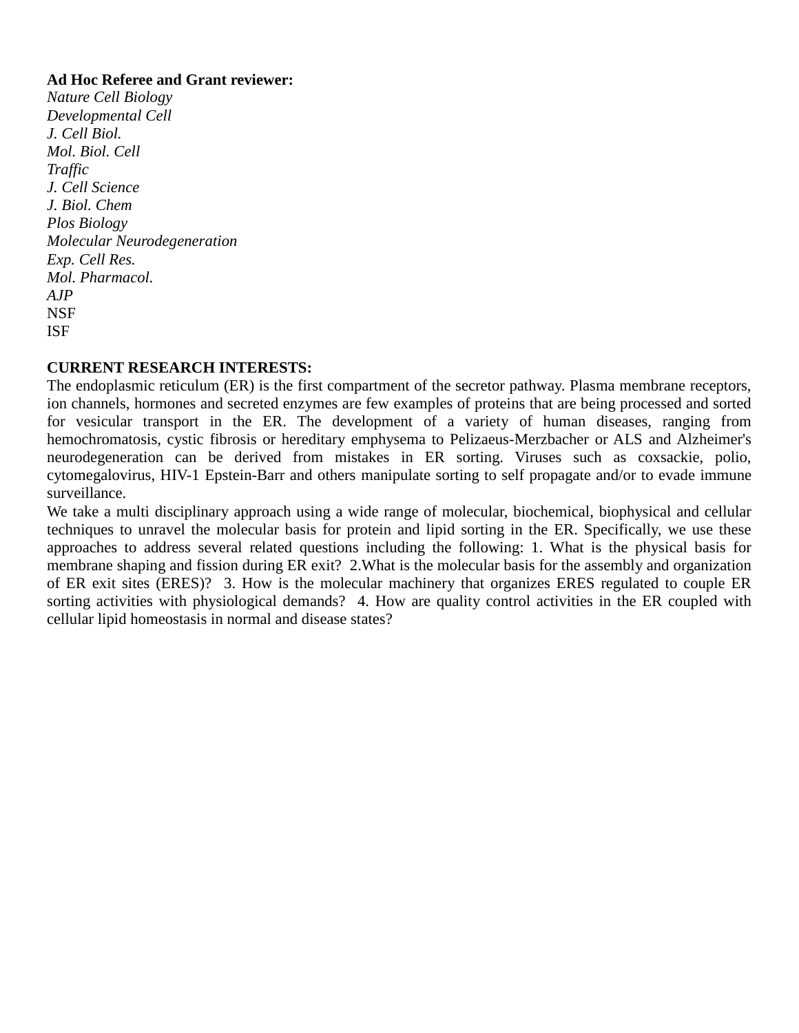**Ad Hoc Referee and Grant reviewer:**

*Nature Cell Biology*
*Developmental Cell*
*J. Cell Biol.*
*Mol. Biol. Cell*
*Traffic*
*J. Cell Science*
*J. Biol. Chem*
*Plos Biology*
*Molecular Neurodegeneration*
*Exp. Cell Res.*
*Mol. Pharmacol.*
*AJP*
NSF
ISF

**CURRENT RESEARCH INTERESTS:**

The endoplasmic reticulum (ER) is the first compartment of the secretor pathway. Plasma membrane receptors, ion channels, hormones and secreted enzymes are few examples of proteins that are being processed and sorted for vesicular transport in the ER. The development of a variety of human diseases, ranging from hemochromatosis, cystic fibrosis or hereditary emphysema to Pelizaeus-Merzbacher or ALS and Alzheimer's neurodegeneration can be derived from mistakes in ER sorting. Viruses such as coxsackie, polio, cytomegalovirus, HIV-1 Epstein-Barr and others manipulate sorting to self propagate and/or to evade immune surveillance.

We take a multi disciplinary approach using a wide range of molecular, biochemical, biophysical and cellular techniques to unravel the molecular basis for protein and lipid sorting in the ER. Specifically, we use these approaches to address several related questions including the following: 1. What is the physical basis for membrane shaping and fission during ER exit? 2.What is the molecular basis for the assembly and organization of ER exit sites (ERES)? 3. How is the molecular machinery that organizes ERES regulated to couple ER sorting activities with physiological demands? 4. How are quality control activities in the ER coupled with cellular lipid homeostasis in normal and disease states?